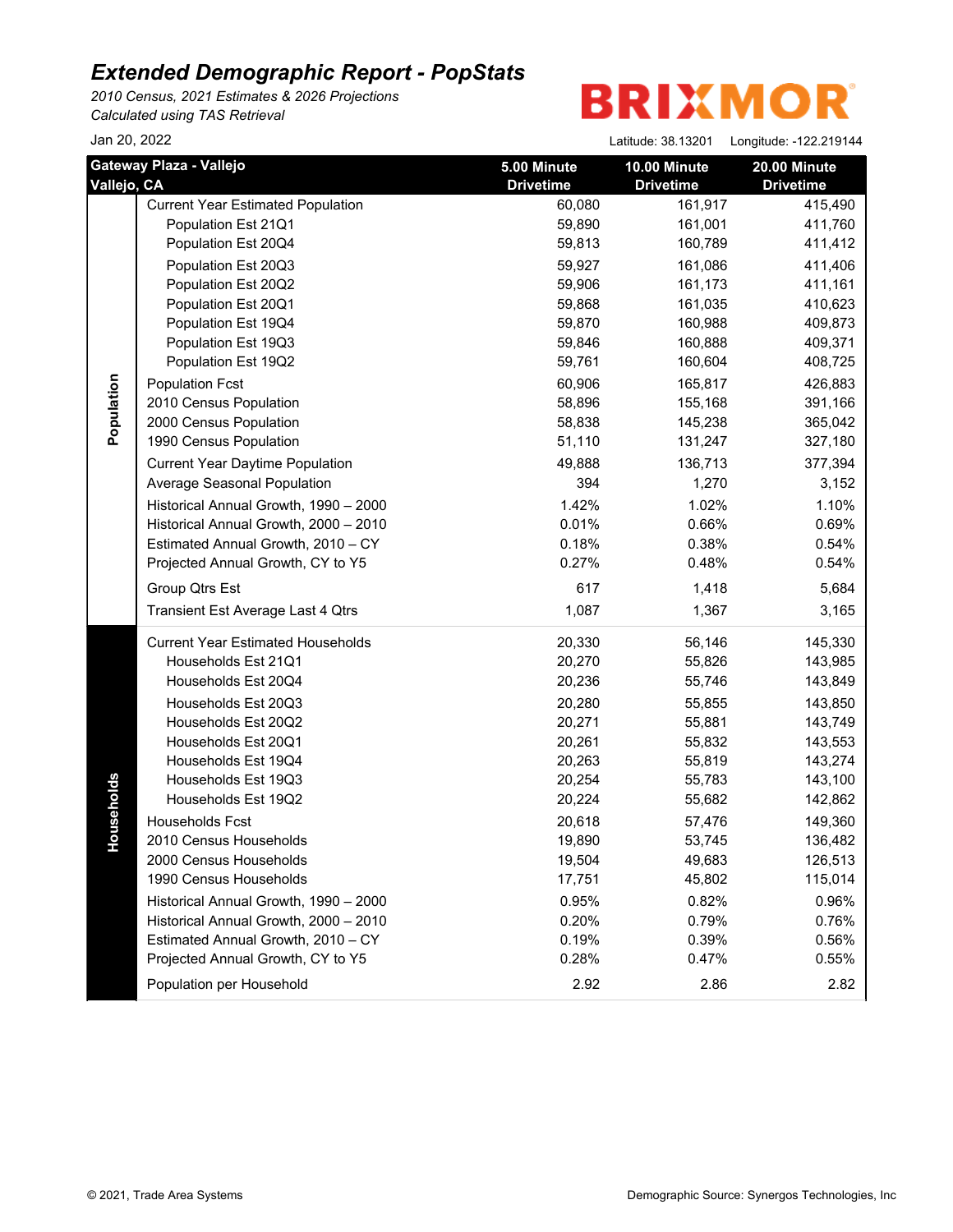# *Extended Demographic Report - PopStats*

*2010 Census, 2021 Estimates & 2026 Projections*
*Calculated using TAS Retrieval*

BRIXMOR

Jan 20, 2022

Latitude: 38.13201 Longitude: -122.219144

| | Gateway Plaza - Vallejo<br>Vallejo, CA | 5.00 Minute Drivetime | 10.00 Minute Drivetime | 20.00 Minute Drivetime |
|---|---|---|---|---|
| Population | Current Year Estimated Population | 60,080 | 161,917 | 415,490 |
| | Population Est 21Q1 | 59,890 | 161,001 | 411,760 |
| | Population Est 20Q4 | 59,813 | 160,789 | 411,412 |
| | Population Est 20Q3 | 59,927 | 161,086 | 411,406 |
| | Population Est 20Q2 | 59,906 | 161,173 | 411,161 |
| | Population Est 20Q1 | 59,868 | 161,035 | 410,623 |
| | Population Est 19Q4 | 59,870 | 160,988 | 409,873 |
| | Population Est 19Q3 | 59,846 | 160,888 | 409,371 |
| | Population Est 19Q2 | 59,761 | 160,604 | 408,725 |
| | Population Fcst | 60,906 | 165,817 | 426,883 |
| | 2010 Census Population | 58,896 | 155,168 | 391,166 |
| | 2000 Census Population | 58,838 | 145,238 | 365,042 |
| | 1990 Census Population | 51,110 | 131,247 | 327,180 |
| | Current Year Daytime Population | 49,888 | 136,713 | 377,394 |
| | Average Seasonal Population | 394 | 1,270 | 3,152 |
| | Historical Annual Growth, 1990 – 2000 | 1.42% | 1.02% | 1.10% |
| | Historical Annual Growth, 2000 – 2010 | 0.01% | 0.66% | 0.69% |
| | Estimated Annual Growth, 2010 – CY | 0.18% | 0.38% | 0.54% |
| | Projected Annual Growth, CY to Y5 | 0.27% | 0.48% | 0.54% |
| | Group Qtrs Est | 617 | 1,418 | 5,684 |
| | Transient Est Average Last 4 Qtrs | 1,087 | 1,367 | 3,165 |
| Households | Current Year Estimated Households | 20,330 | 56,146 | 145,330 |
| | Households Est 21Q1 | 20,270 | 55,826 | 143,985 |
| | Households Est 20Q4 | 20,236 | 55,746 | 143,849 |
| | Households Est 20Q3 | 20,280 | 55,855 | 143,850 |
| | Households Est 20Q2 | 20,271 | 55,881 | 143,749 |
| | Households Est 20Q1 | 20,261 | 55,832 | 143,553 |
| | Households Est 19Q4 | 20,263 | 55,819 | 143,274 |
| | Households Est 19Q3 | 20,254 | 55,783 | 143,100 |
| | Households Est 19Q2 | 20,224 | 55,682 | 142,862 |
| | Households Fcst | 20,618 | 57,476 | 149,360 |
| | 2010 Census Households | 19,890 | 53,745 | 136,482 |
| | 2000 Census Households | 19,504 | 49,683 | 126,513 |
| | 1990 Census Households | 17,751 | 45,802 | 115,014 |
| | Historical Annual Growth, 1990 – 2000 | 0.95% | 0.82% | 0.96% |
| | Historical Annual Growth, 2000 – 2010 | 0.20% | 0.79% | 0.76% |
| | Estimated Annual Growth, 2010 – CY | 0.19% | 0.39% | 0.56% |
| | Projected Annual Growth, CY to Y5 | 0.28% | 0.47% | 0.55% |
| | Population per Household | 2.92 | 2.86 | 2.82 |

© 2021, Trade Area Systems

Demographic Source: Synergos Technologies, Inc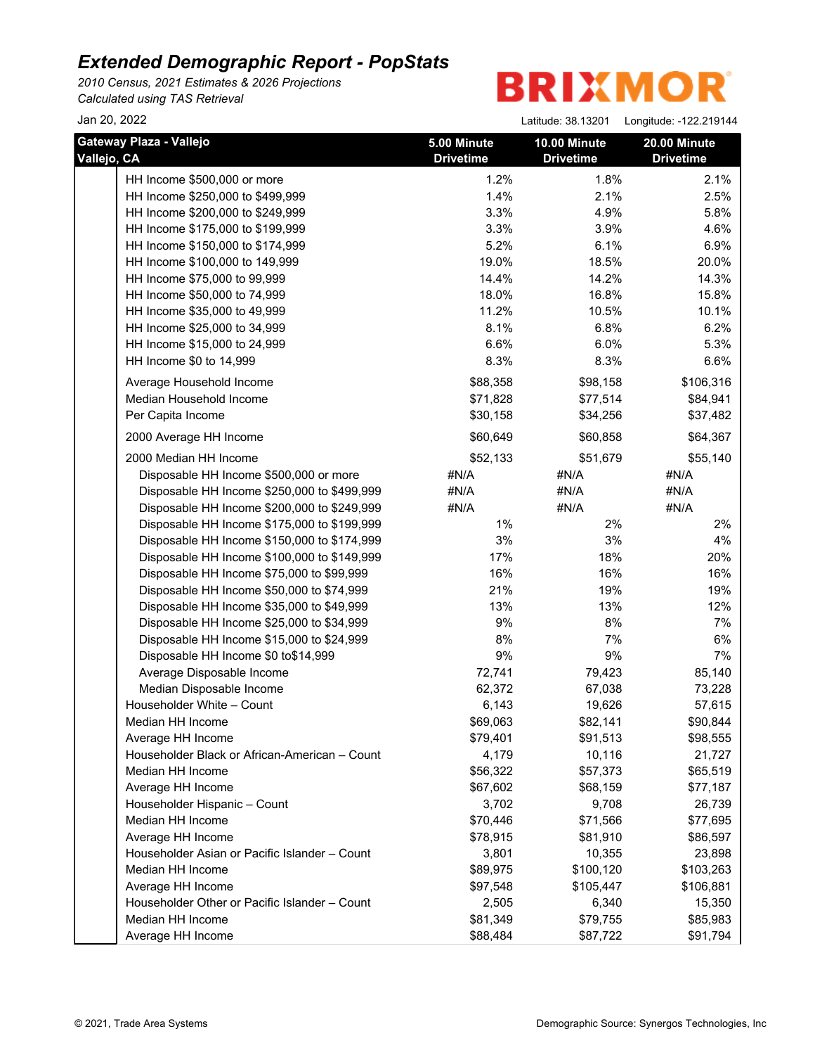# Extended Demographic Report - PopStats

*2010 Census, 2021 Estimates & 2026 Projections*
*Calculated using TAS Retrieval*

Jan 20, 2022

BRIXMOR

Latitude: 38.13201 Longitude: -122.219144

| Gateway Plaza - Vallejo<br>Vallejo, CA | 5.00 Minute Drivetime | 10.00 Minute Drivetime | 20.00 Minute Drivetime |
|---|---|---|---|
| HH Income $500,000 or more | 1.2% | 1.8% | 2.1% |
| HH Income $250,000 to $499,999 | 1.4% | 2.1% | 2.5% |
| HH Income $200,000 to $249,999 | 3.3% | 4.9% | 5.8% |
| HH Income $175,000 to $199,999 | 3.3% | 3.9% | 4.6% |
| HH Income $150,000 to $174,999 | 5.2% | 6.1% | 6.9% |
| HH Income $100,000 to 149,999 | 19.0% | 18.5% | 20.0% |
| HH Income $75,000 to 99,999 | 14.4% | 14.2% | 14.3% |
| HH Income $50,000 to 74,999 | 18.0% | 16.8% | 15.8% |
| HH Income $35,000 to 49,999 | 11.2% | 10.5% | 10.1% |
| HH Income $25,000 to 34,999 | 8.1% | 6.8% | 6.2% |
| HH Income $15,000 to 24,999 | 6.6% | 6.0% | 5.3% |
| HH Income $0 to 14,999 | 8.3% | 8.3% | 6.6% |
| Average Household Income | $88,358 | $98,158 | $106,316 |
| Median Household Income | $71,828 | $77,514 | $84,941 |
| Per Capita Income | $30,158 | $34,256 | $37,482 |
| 2000 Average HH Income | $60,649 | $60,858 | $64,367 |
| 2000 Median HH Income | $52,133 | $51,679 | $55,140 |
| Disposable HH Income $500,000 or more | #N/A | #N/A | #N/A |
| Disposable HH Income $250,000 to $499,999 | #N/A | #N/A | #N/A |
| Disposable HH Income $200,000 to $249,999 | #N/A | #N/A | #N/A |
| Disposable HH Income $175,000 to $199,999 | 1% | 2% | 2% |
| Disposable HH Income $150,000 to $174,999 | 3% | 3% | 4% |
| Disposable HH Income $100,000 to $149,999 | 17% | 18% | 20% |
| Disposable HH Income $75,000 to $99,999 | 16% | 16% | 16% |
| Disposable HH Income $50,000 to $74,999 | 21% | 19% | 19% |
| Disposable HH Income $35,000 to $49,999 | 13% | 13% | 12% |
| Disposable HH Income $25,000 to $34,999 | 9% | 8% | 7% |
| Disposable HH Income $15,000 to $24,999 | 8% | 7% | 6% |
| Disposable HH Income $0 to$14,999 | 9% | 9% | 7% |
| Average Disposable Income | 72,741 | 79,423 | 85,140 |
| Median Disposable Income | 62,372 | 67,038 | 73,228 |
| Householder White – Count | 6,143 | 19,626 | 57,615 |
| Median HH Income | $69,063 | $82,141 | $90,844 |
| Average HH Income | $79,401 | $91,513 | $98,555 |
| Householder Black or African-American – Count | 4,179 | 10,116 | 21,727 |
| Median HH Income | $56,322 | $57,373 | $65,519 |
| Average HH Income | $67,602 | $68,159 | $77,187 |
| Householder Hispanic – Count | 3,702 | 9,708 | 26,739 |
| Median HH Income | $70,446 | $71,566 | $77,695 |
| Average HH Income | $78,915 | $81,910 | $86,597 |
| Householder Asian or Pacific Islander – Count | 3,801 | 10,355 | 23,898 |
| Median HH Income | $89,975 | $100,120 | $103,263 |
| Average HH Income | $97,548 | $105,447 | $106,881 |
| Householder Other or Pacific Islander – Count | 2,505 | 6,340 | 15,350 |
| Median HH Income | $81,349 | $79,755 | $85,983 |
| Average HH Income | $88,484 | $87,722 | $91,794 |

© 2021, Trade Area Systems

Demographic Source: Synergos Technologies, Inc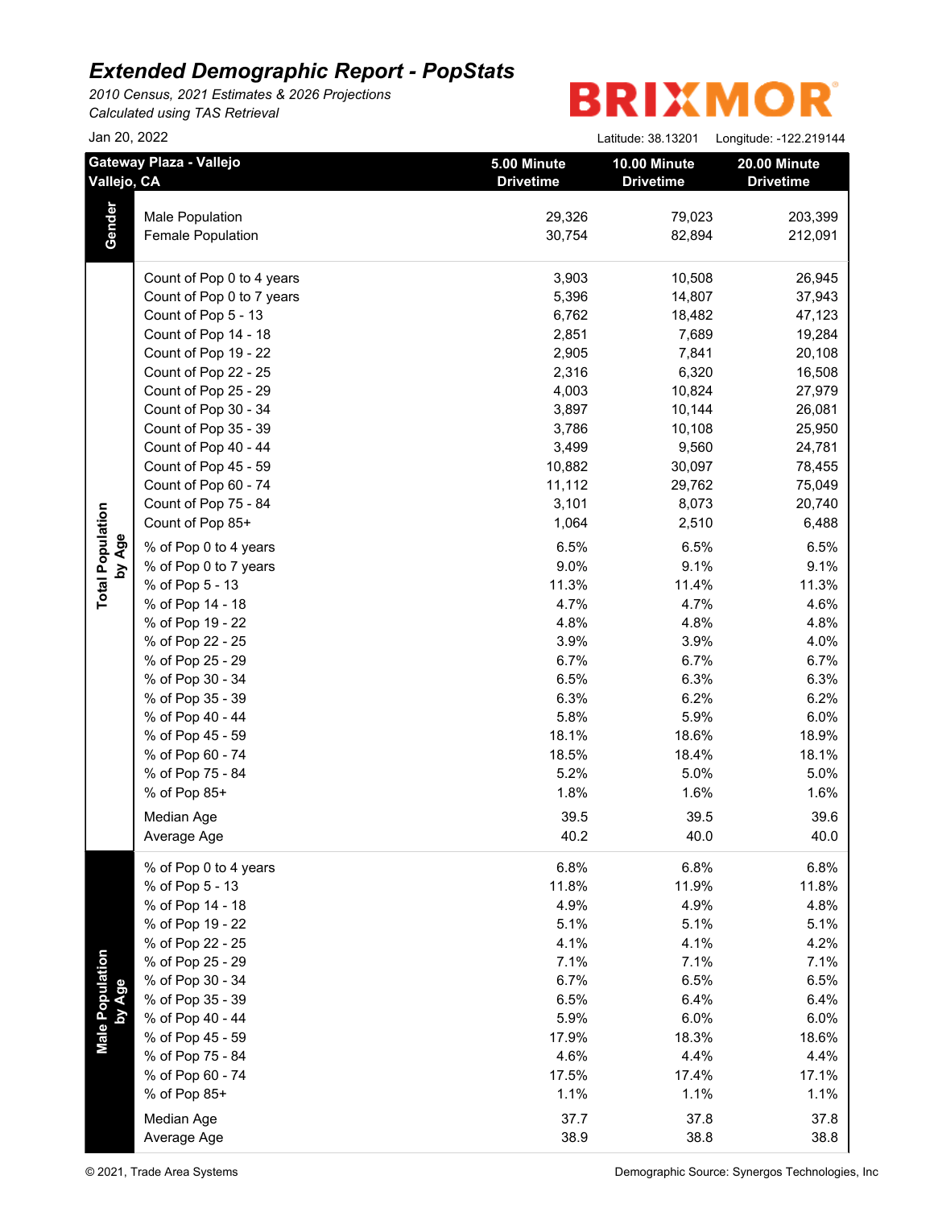# Extended Demographic Report - PopStats

*2010 Census, 2021 Estimates & 2026 Projections*
*Calculated using TAS Retrieval*

Jan 20, 2022

BRIXMOR

Latitude: 38.13201 Longitude: -122.219144

| Gateway Plaza - Vallejo<br>Vallejo, CA | | 5.00 Minute Drivetime | 10.00 Minute Drivetime | 20.00 Minute Drivetime |
|---|---|---|---|---|
| **Gender** | Male Population | 29,326 | 79,023 | 203,399 |
| | Female Population | 30,754 | 82,894 | 212,091 |
| **Total Population by Age** | Count of Pop 0 to 4 years | 3,903 | 10,508 | 26,945 |
| | Count of Pop 0 to 7 years | 5,396 | 14,807 | 37,943 |
| | Count of Pop 5 - 13 | 6,762 | 18,482 | 47,123 |
| | Count of Pop 14 - 18 | 2,851 | 7,689 | 19,284 |
| | Count of Pop 19 - 22 | 2,905 | 7,841 | 20,108 |
| | Count of Pop 22 - 25 | 2,316 | 6,320 | 16,508 |
| | Count of Pop 25 - 29 | 4,003 | 10,824 | 27,979 |
| | Count of Pop 30 - 34 | 3,897 | 10,144 | 26,081 |
| | Count of Pop 35 - 39 | 3,786 | 10,108 | 25,950 |
| | Count of Pop 40 - 44 | 3,499 | 9,560 | 24,781 |
| | Count of Pop 45 - 59 | 10,882 | 30,097 | 78,455 |
| | Count of Pop 60 - 74 | 11,112 | 29,762 | 75,049 |
| | Count of Pop 75 - 84 | 3,101 | 8,073 | 20,740 |
| | Count of Pop 85+ | 1,064 | 2,510 | 6,488 |
| | % of Pop 0 to 4 years | 6.5% | 6.5% | 6.5% |
| | % of Pop 0 to 7 years | 9.0% | 9.1% | 9.1% |
| | % of Pop 5 - 13 | 11.3% | 11.4% | 11.3% |
| | % of Pop 14 - 18 | 4.7% | 4.7% | 4.6% |
| | % of Pop 19 - 22 | 4.8% | 4.8% | 4.8% |
| | % of Pop 22 - 25 | 3.9% | 3.9% | 4.0% |
| | % of Pop 25 - 29 | 6.7% | 6.7% | 6.7% |
| | % of Pop 30 - 34 | 6.5% | 6.3% | 6.3% |
| | % of Pop 35 - 39 | 6.3% | 6.2% | 6.2% |
| | % of Pop 40 - 44 | 5.8% | 5.9% | 6.0% |
| | % of Pop 45 - 59 | 18.1% | 18.6% | 18.9% |
| | % of Pop 60 - 74 | 18.5% | 18.4% | 18.1% |
| | % of Pop 75 - 84 | 5.2% | 5.0% | 5.0% |
| | % of Pop 85+ | 1.8% | 1.6% | 1.6% |
| | Median Age | 39.5 | 39.5 | 39.6 |
| | Average Age | 40.2 | 40.0 | 40.0 |
| **Male Population by Age** | % of Pop 0 to 4 years | 6.8% | 6.8% | 6.8% |
| | % of Pop 5 - 13 | 11.8% | 11.9% | 11.8% |
| | % of Pop 14 - 18 | 4.9% | 4.9% | 4.8% |
| | % of Pop 19 - 22 | 5.1% | 5.1% | 5.1% |
| | % of Pop 22 - 25 | 4.1% | 4.1% | 4.2% |
| | % of Pop 25 - 29 | 7.1% | 7.1% | 7.1% |
| | % of Pop 30 - 34 | 6.7% | 6.5% | 6.5% |
| | % of Pop 35 - 39 | 6.5% | 6.4% | 6.4% |
| | % of Pop 40 - 44 | 5.9% | 6.0% | 6.0% |
| | % of Pop 45 - 59 | 17.9% | 18.3% | 18.6% |
| | % of Pop 75 - 84 | 4.6% | 4.4% | 4.4% |
| | % of Pop 60 - 74 | 17.5% | 17.4% | 17.1% |
| | % of Pop 85+ | 1.1% | 1.1% | 1.1% |
| | Median Age | 37.7 | 37.8 | 37.8 |
| | Average Age | 38.9 | 38.8 | 38.8 |

© 2021, Trade Area Systems

Demographic Source: Synergos Technologies, Inc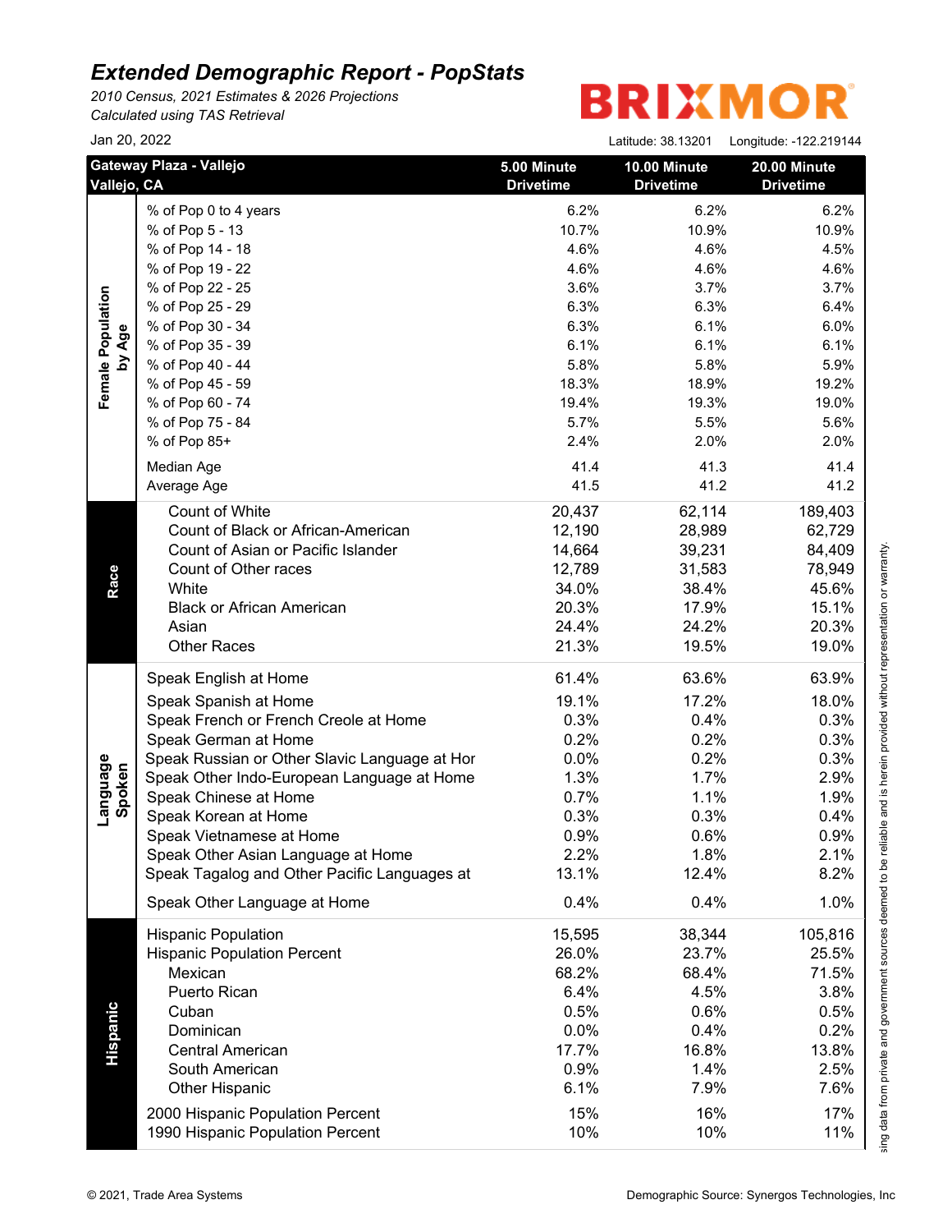# Extended Demographic Report - PopStats

*2010 Census, 2021 Estimates & 2026 Projections*
*Calculated using TAS Retrieval*

Jan 20, 2022

BRIXMOR

Latitude: 38.13201 Longitude: -122.219144

| Section | Gateway Plaza - Vallejo<br>Vallejo, CA | 5.00 Minute Drivetime | 10.00 Minute Drivetime | 20.00 Minute Drivetime |
|---|---|---|---|---|
| Female Population by Age | % of Pop 0 to 4 years | 6.2% | 6.2% | 6.2% |
| | % of Pop 5 - 13 | 10.7% | 10.9% | 10.9% |
| | % of Pop 14 - 18 | 4.6% | 4.6% | 4.5% |
| | % of Pop 19 - 22 | 4.6% | 4.6% | 4.6% |
| | % of Pop 22 - 25 | 3.6% | 3.7% | 3.7% |
| | % of Pop 25 - 29 | 6.3% | 6.3% | 6.4% |
| | % of Pop 30 - 34 | 6.3% | 6.1% | 6.0% |
| | % of Pop 35 - 39 | 6.1% | 6.1% | 6.1% |
| | % of Pop 40 - 44 | 5.8% | 5.8% | 5.9% |
| | % of Pop 45 - 59 | 18.3% | 18.9% | 19.2% |
| | % of Pop 60 - 74 | 19.4% | 19.3% | 19.0% |
| | % of Pop 75 - 84 | 5.7% | 5.5% | 5.6% |
| | % of Pop 85+ | 2.4% | 2.0% | 2.0% |
| | Median Age | 41.4 | 41.3 | 41.4 |
| | Average Age | 41.5 | 41.2 | 41.2 |
| Race | Count of White | 20,437 | 62,114 | 189,403 |
| | Count of Black or African-American | 12,190 | 28,989 | 62,729 |
| | Count of Asian or Pacific Islander | 14,664 | 39,231 | 84,409 |
| | Count of Other races | 12,789 | 31,583 | 78,949 |
| | White | 34.0% | 38.4% | 45.6% |
| | Black or African American | 20.3% | 17.9% | 15.1% |
| | Asian | 24.4% | 24.2% | 20.3% |
| | Other Races | 21.3% | 19.5% | 19.0% |
| Language Spoken | Speak English at Home | 61.4% | 63.6% | 63.9% |
| | Speak Spanish at Home | 19.1% | 17.2% | 18.0% |
| | Speak French or French Creole at Home | 0.3% | 0.4% | 0.3% |
| | Speak German at Home | 0.2% | 0.2% | 0.3% |
| | Speak Russian or Other Slavic Language at Hor | 0.0% | 0.2% | 0.3% |
| | Speak Other Indo-European Language at Home | 1.3% | 1.7% | 2.9% |
| | Speak Chinese at Home | 0.7% | 1.1% | 1.9% |
| | Speak Korean at Home | 0.3% | 0.3% | 0.4% |
| | Speak Vietnamese at Home | 0.9% | 0.6% | 0.9% |
| | Speak Other Asian Language at Home | 2.2% | 1.8% | 2.1% |
| | Speak Tagalog and Other Pacific Languages at | 13.1% | 12.4% | 8.2% |
| | Speak Other Language at Home | 0.4% | 0.4% | 1.0% |
| Hispanic | Hispanic Population | 15,595 | 38,344 | 105,816 |
| | Hispanic Population Percent | 26.0% | 23.7% | 25.5% |
| | Mexican | 68.2% | 68.4% | 71.5% |
| | Puerto Rican | 6.4% | 4.5% | 3.8% |
| | Cuban | 0.5% | 0.6% | 0.5% |
| | Dominican | 0.0% | 0.4% | 0.2% |
| | Central American | 17.7% | 16.8% | 13.8% |
| | South American | 0.9% | 1.4% | 2.5% |
| | Other Hispanic | 6.1% | 7.9% | 7.6% |
| | 2000 Hispanic Population Percent | 15% | 16% | 17% |
| | 1990 Hispanic Population Percent | 10% | 10% | 11% |

sing data from private and government sources deemed to be reliable and is herein provided without representation or warranty.

© 2021, Trade Area Systems

Demographic Source: Synergos Technologies, Inc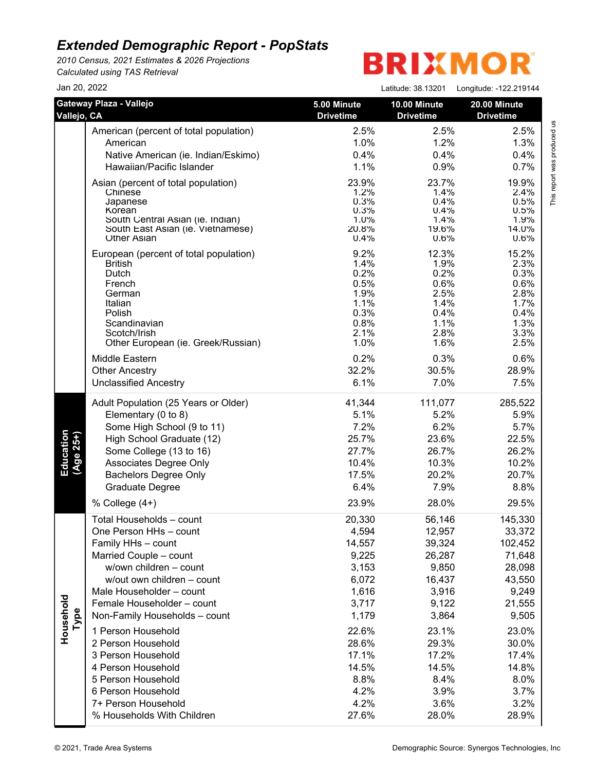# Extended Demographic Report - PopStats

*2010 Census, 2021 Estimates & 2026 Projections*
*Calculated using TAS Retrieval*

BRIXMOR

Jan 20, 2022

Latitude: 38.13201 Longitude: -122.219144

| Gateway Plaza - Vallejo<br>Vallejo, CA | | 5.00 Minute Drivetime | 10.00 Minute Drivetime | 20.00 Minute Drivetime |
|---|---|---|---|---|
| | American (percent of total population) | 2.5% | 2.5% | 2.5% |
| | American | 1.0% | 1.2% | 1.3% |
| | Native American (ie. Indian/Eskimo) | 0.4% | 0.4% | 0.4% |
| | Hawaiian/Pacific Islander | 1.1% | 0.9% | 0.7% |
| | Asian (percent of total population) | 23.9% | 23.7% | 19.9% |
| | Chinese | 1.2% | 1.4% | 2.4% |
| | Japanese | 0.3% | 0.4% | 0.5% |
| | Korean | 0.3% | 0.4% | 0.5% |
| | South Central Asian (ie. Indian) | 1.0% | 1.4% | 1.9% |
| | South East Asian (ie. Vietnamese) | 20.8% | 19.6% | 14.0% |
| | Other Asian | 0.4% | 0.6% | 0.6% |
| | European (percent of total population) | 9.2% | 12.3% | 15.2% |
| | British | 1.4% | 1.9% | 2.3% |
| | Dutch | 0.2% | 0.2% | 0.3% |
| | French | 0.5% | 0.6% | 0.6% |
| | German | 1.9% | 2.5% | 2.8% |
| | Italian | 1.1% | 1.4% | 1.7% |
| | Polish | 0.3% | 0.4% | 0.4% |
| | Scandinavian | 0.8% | 1.1% | 1.3% |
| | Scotch/Irish | 2.1% | 2.8% | 3.3% |
| | Other European (ie. Greek/Russian) | 1.0% | 1.6% | 2.5% |
| | Middle Eastern | 0.2% | 0.3% | 0.6% |
| | Other Ancestry | 32.2% | 30.5% | 28.9% |
| | Unclassified Ancestry | 6.1% | 7.0% | 7.5% |
| **Education (Age 25+)** | Adult Population (25 Years or Older) | 41,344 | 111,077 | 285,522 |
| | Elementary (0 to 8) | 5.1% | 5.2% | 5.9% |
| | Some High School (9 to 11) | 7.2% | 6.2% | 5.7% |
| | High School Graduate (12) | 25.7% | 23.6% | 22.5% |
| | Some College (13 to 16) | 27.7% | 26.7% | 26.2% |
| | Associates Degree Only | 10.4% | 10.3% | 10.2% |
| | Bachelors Degree Only | 17.5% | 20.2% | 20.7% |
| | Graduate Degree | 6.4% | 7.9% | 8.8% |
| | % College (4+) | 23.9% | 28.0% | 29.5% |
| **Household Type** | Total Households – count | 20,330 | 56,146 | 145,330 |
| | One Person HHs – count | 4,594 | 12,957 | 33,372 |
| | Family HHs – count | 14,557 | 39,324 | 102,452 |
| | Married Couple – count | 9,225 | 26,287 | 71,648 |
| | w/own children – count | 3,153 | 9,850 | 28,098 |
| | w/out own children – count | 6,072 | 16,437 | 43,550 |
| | Male Householder – count | 1,616 | 3,916 | 9,249 |
| | Female Householder – count | 3,717 | 9,122 | 21,555 |
| | Non-Family Households – count | 1,179 | 3,864 | 9,505 |
| | 1 Person Household | 22.6% | 23.1% | 23.0% |
| | 2 Person Household | 28.6% | 29.3% | 30.0% |
| | 3 Person Household | 17.1% | 17.2% | 17.4% |
| | 4 Person Household | 14.5% | 14.5% | 14.8% |
| | 5 Person Household | 8.8% | 8.4% | 8.0% |
| | 6 Person Household | 4.2% | 3.9% | 3.7% |
| | 7+ Person Household | 4.2% | 3.6% | 3.2% |
| | % Households With Children | 27.6% | 28.0% | 28.9% |

This report was produced us

© 2021, Trade Area Systems

Demographic Source: Synergos Technologies, Inc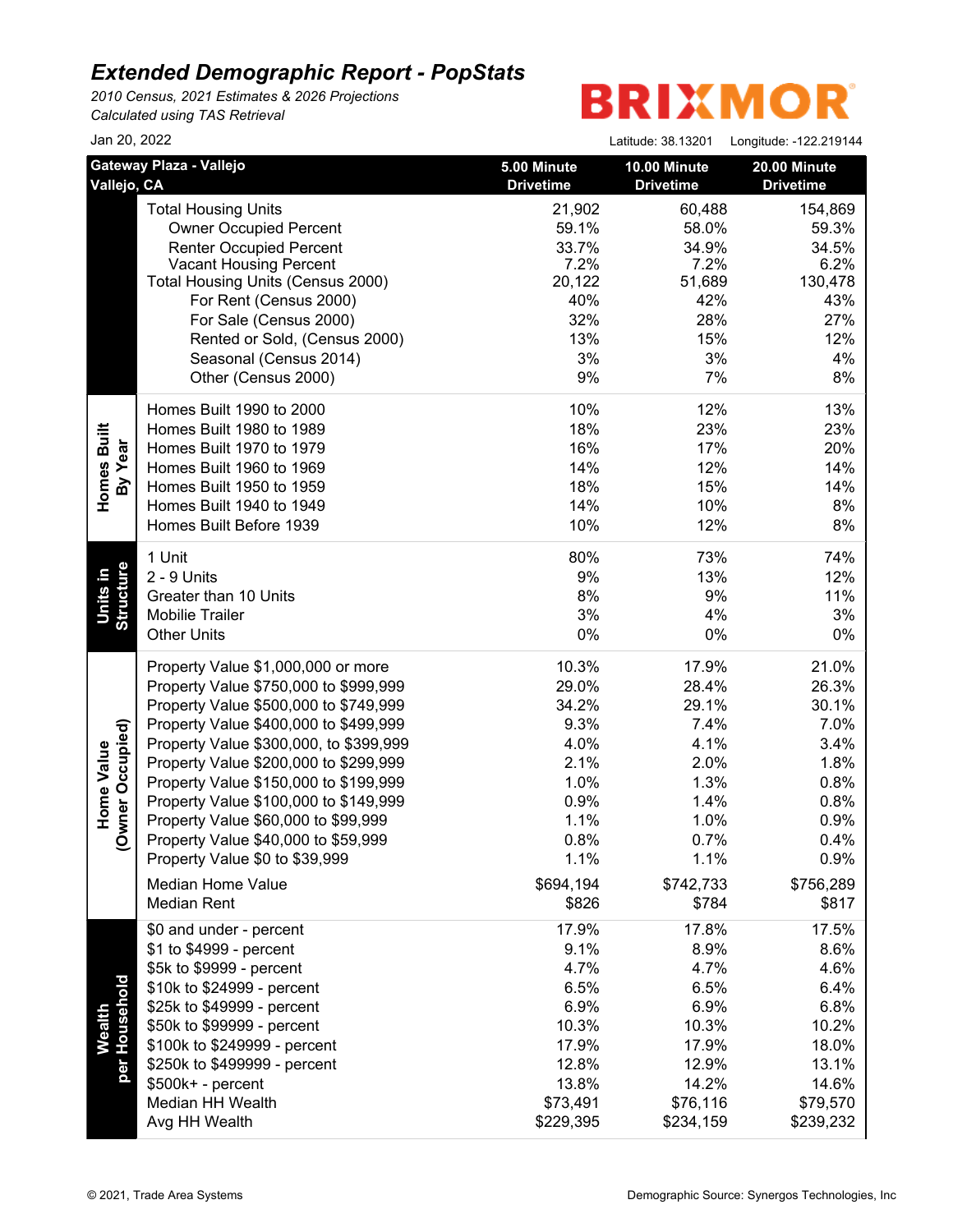# Extended Demographic Report - PopStats

*2010 Census, 2021 Estimates & 2026 Projections*
*Calculated using TAS Retrieval*

BRIXMOR

Jan 20, 2022

Latitude: 38.13201 Longitude: -122.219144

| Gateway Plaza - Vallejo<br>Vallejo, CA | | 5.00 Minute Drivetime | 10.00 Minute Drivetime | 20.00 Minute Drivetime |
|---|---|---|---|---|
| | Total Housing Units | 21,902 | 60,488 | 154,869 |
| | Owner Occupied Percent | 59.1% | 58.0% | 59.3% |
| | Renter Occupied Percent | 33.7% | 34.9% | 34.5% |
| | Vacant Housing Percent | 7.2% | 7.2% | 6.2% |
| | Total Housing Units (Census 2000) | 20,122 | 51,689 | 130,478 |
| | For Rent (Census 2000) | 40% | 42% | 43% |
| | For Sale (Census 2000) | 32% | 28% | 27% |
| | Rented or Sold, (Census 2000) | 13% | 15% | 12% |
| | Seasonal (Census 2014) | 3% | 3% | 4% |
| | Other (Census 2000) | 9% | 7% | 8% |
| Homes Built By Year | Homes Built 1990 to 2000 | 10% | 12% | 13% |
| | Homes Built 1980 to 1989 | 18% | 23% | 23% |
| | Homes Built 1970 to 1979 | 16% | 17% | 20% |
| | Homes Built 1960 to 1969 | 14% | 12% | 14% |
| | Homes Built 1950 to 1959 | 18% | 15% | 14% |
| | Homes Built 1940 to 1949 | 14% | 10% | 8% |
| | Homes Built Before 1939 | 10% | 12% | 8% |
| Units in Structure | 1 Unit | 80% | 73% | 74% |
| | 2 - 9 Units | 9% | 13% | 12% |
| | Greater than 10 Units | 8% | 9% | 11% |
| | Mobilie Trailer | 3% | 4% | 3% |
| | Other Units | 0% | 0% | 0% |
| Home Value (Owner Occupied) | Property Value $1,000,000 or more | 10.3% | 17.9% | 21.0% |
| | Property Value $750,000 to $999,999 | 29.0% | 28.4% | 26.3% |
| | Property Value $500,000 to $749,999 | 34.2% | 29.1% | 30.1% |
| | Property Value $400,000 to $499,999 | 9.3% | 7.4% | 7.0% |
| | Property Value $300,000, to $399,999 | 4.0% | 4.1% | 3.4% |
| | Property Value $200,000 to $299,999 | 2.1% | 2.0% | 1.8% |
| | Property Value $150,000 to $199,999 | 1.0% | 1.3% | 0.8% |
| | Property Value $100,000 to $149,999 | 0.9% | 1.4% | 0.8% |
| | Property Value $60,000 to $99,999 | 1.1% | 1.0% | 0.9% |
| | Property Value $40,000 to $59,999 | 0.8% | 0.7% | 0.4% |
| | Property Value $0 to $39,999 | 1.1% | 1.1% | 0.9% |
| | Median Home Value | $694,194 | $742,733 | $756,289 |
| | Median Rent | $826 | $784 | $817 |
| Wealth per Household | $0 and under - percent | 17.9% | 17.8% | 17.5% |
| | $1 to $4999 - percent | 9.1% | 8.9% | 8.6% |
| | $5k to $9999 - percent | 4.7% | 4.7% | 4.6% |
| | $10k to $24999 - percent | 6.5% | 6.5% | 6.4% |
| | $25k to $49999 - percent | 6.9% | 6.9% | 6.8% |
| | $50k to $99999 - percent | 10.3% | 10.3% | 10.2% |
| | $100k to $249999 - percent | 17.9% | 17.9% | 18.0% |
| | $250k to $499999 - percent | 12.8% | 12.9% | 13.1% |
| | $500k+ - percent | 13.8% | 14.2% | 14.6% |
| | Median HH Wealth | $73,491 | $76,116 | $79,570 |
| | Avg HH Wealth | $229,395 | $234,159 | $239,232 |

© 2021, Trade Area Systems

Demographic Source: Synergos Technologies, Inc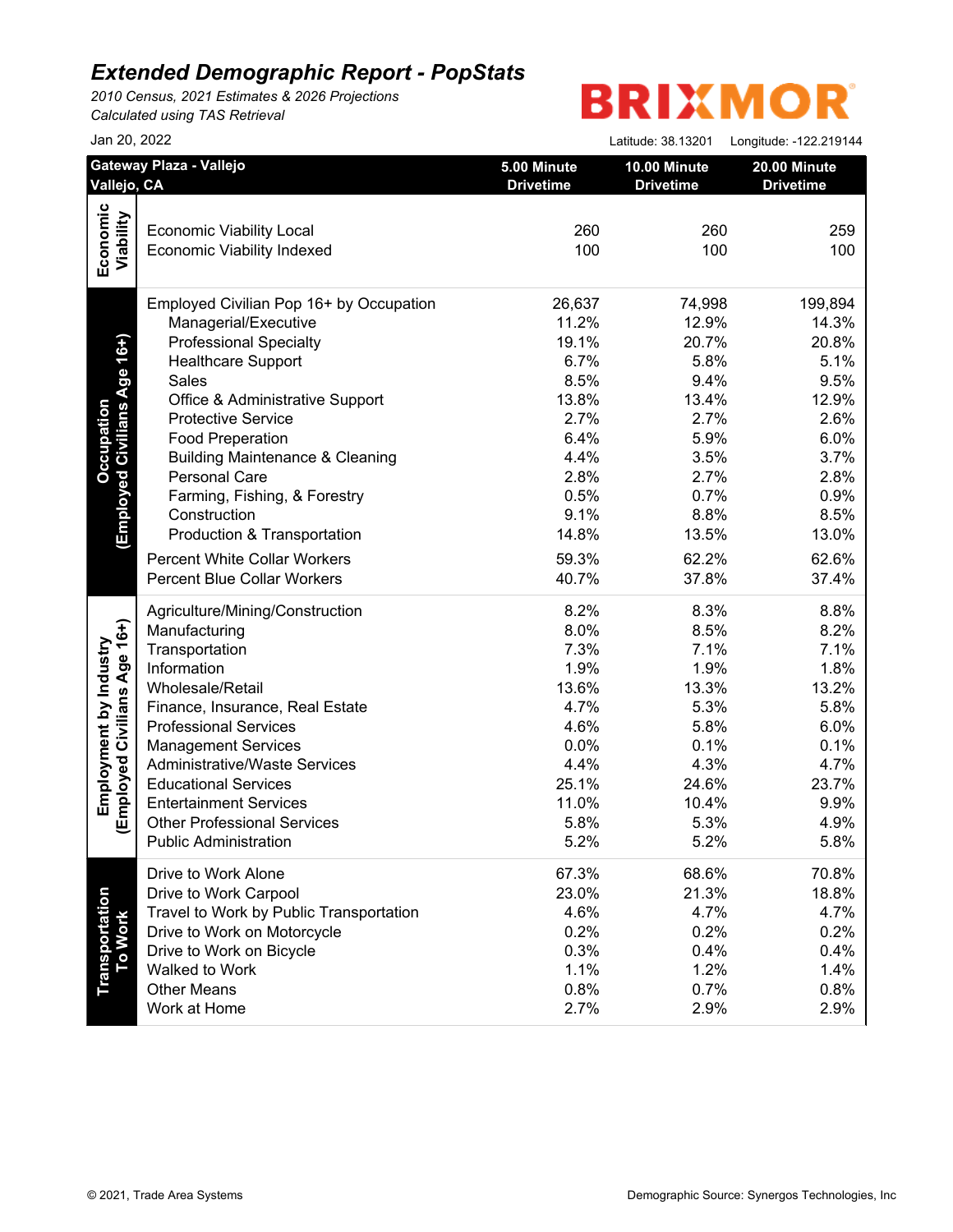# Extended Demographic Report - PopStats

*2010 Census, 2021 Estimates & 2026 Projections*
*Calculated using TAS Retrieval*

BRIXMOR

Jan 20, 2022

Latitude: 38.13201 Longitude: -122.219144

| Gateway Plaza - Vallejo<br>Vallejo, CA | | 5.00 Minute Drivetime | 10.00 Minute Drivetime | 20.00 Minute Drivetime |
|---|---|---|---|---|
| **Economic Viability** | Economic Viability Local | 260 | 260 | 259 |
| | Economic Viability Indexed | 100 | 100 | 100 |
| **Occupation (Employed Civilians Age 16+)** | Employed Civilian Pop 16+ by Occupation | 26,637 | 74,998 | 199,894 |
| | Managerial/Executive | 11.2% | 12.9% | 14.3% |
| | Professional Specialty | 19.1% | 20.7% | 20.8% |
| | Healthcare Support | 6.7% | 5.8% | 5.1% |
| | Sales | 8.5% | 9.4% | 9.5% |
| | Office & Administrative Support | 13.8% | 13.4% | 12.9% |
| | Protective Service | 2.7% | 2.7% | 2.6% |
| | Food Preperation | 6.4% | 5.9% | 6.0% |
| | Building Maintenance & Cleaning | 4.4% | 3.5% | 3.7% |
| | Personal Care | 2.8% | 2.7% | 2.8% |
| | Farming, Fishing, & Forestry | 0.5% | 0.7% | 0.9% |
| | Construction | 9.1% | 8.8% | 8.5% |
| | Production & Transportation | 14.8% | 13.5% | 13.0% |
| | Percent White Collar Workers | 59.3% | 62.2% | 62.6% |
| | Percent Blue Collar Workers | 40.7% | 37.8% | 37.4% |
| **Employment by Industry (Employed Civilians Age 16+)** | Agriculture/Mining/Construction | 8.2% | 8.3% | 8.8% |
| | Manufacturing | 8.0% | 8.5% | 8.2% |
| | Transportation | 7.3% | 7.1% | 7.1% |
| | Information | 1.9% | 1.9% | 1.8% |
| | Wholesale/Retail | 13.6% | 13.3% | 13.2% |
| | Finance, Insurance, Real Estate | 4.7% | 5.3% | 5.8% |
| | Professional Services | 4.6% | 5.8% | 6.0% |
| | Management Services | 0.0% | 0.1% | 0.1% |
| | Administrative/Waste Services | 4.4% | 4.3% | 4.7% |
| | Educational Services | 25.1% | 24.6% | 23.7% |
| | Entertainment Services | 11.0% | 10.4% | 9.9% |
| | Other Professional Services | 5.8% | 5.3% | 4.9% |
| | Public Administration | 5.2% | 5.2% | 5.8% |
| **Transportation To Work** | Drive to Work Alone | 67.3% | 68.6% | 70.8% |
| | Drive to Work Carpool | 23.0% | 21.3% | 18.8% |
| | Travel to Work by Public Transportation | 4.6% | 4.7% | 4.7% |
| | Drive to Work on Motorcycle | 0.2% | 0.2% | 0.2% |
| | Drive to Work on Bicycle | 0.3% | 0.4% | 0.4% |
| | Walked to Work | 1.1% | 1.2% | 1.4% |
| | Other Means | 0.8% | 0.7% | 0.8% |
| | Work at Home | 2.7% | 2.9% | 2.9% |

© 2021, Trade Area Systems

Demographic Source: Synergos Technologies, Inc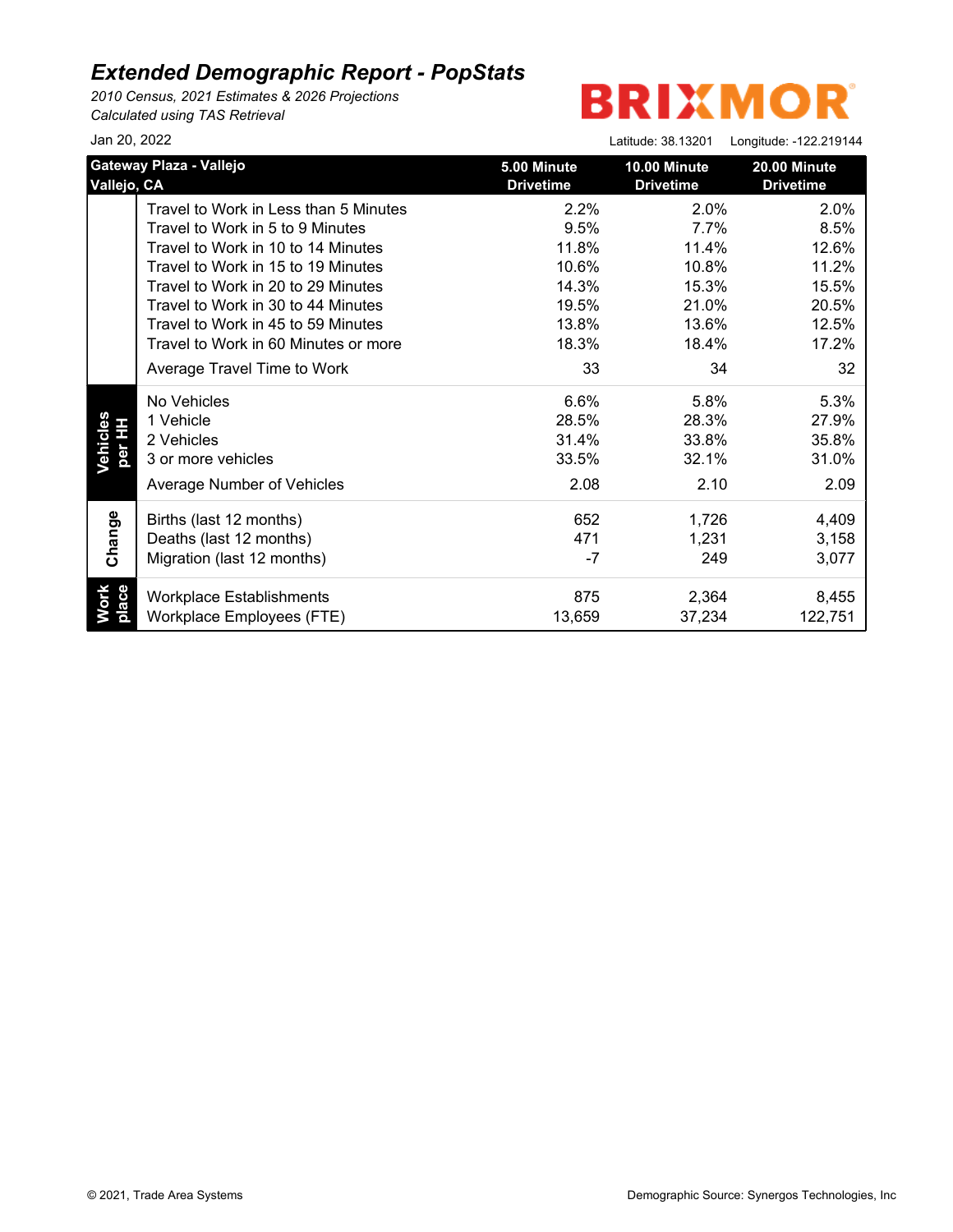# *Extended Demographic Report - PopStats*

*2010 Census, 2021 Estimates & 2026 Projections*
*Calculated using TAS Retrieval*

BRIXMOR

Jan 20, 2022

Latitude: 38.13201 Longitude: -122.219144

| Gateway Plaza - Vallejo<br>Vallejo, CA | | 5.00 Minute Drivetime | 10.00 Minute Drivetime | 20.00 Minute Drivetime |
|---|---|---|---|---|
| | Travel to Work in Less than 5 Minutes | 2.2% | 2.0% | 2.0% |
| | Travel to Work in 5 to 9 Minutes | 9.5% | 7.7% | 8.5% |
| | Travel to Work in 10 to 14 Minutes | 11.8% | 11.4% | 12.6% |
| | Travel to Work in 15 to 19 Minutes | 10.6% | 10.8% | 11.2% |
| | Travel to Work in 20 to 29 Minutes | 14.3% | 15.3% | 15.5% |
| | Travel to Work in 30 to 44 Minutes | 19.5% | 21.0% | 20.5% |
| | Travel to Work in 45 to 59 Minutes | 13.8% | 13.6% | 12.5% |
| | Travel to Work in 60 Minutes or more | 18.3% | 18.4% | 17.2% |
| | Average Travel Time to Work | 33 | 34 | 32 |
| Vehicles per HH | No Vehicles | 6.6% | 5.8% | 5.3% |
| | 1 Vehicle | 28.5% | 28.3% | 27.9% |
| | 2 Vehicles | 31.4% | 33.8% | 35.8% |
| | 3 or more vehicles | 33.5% | 32.1% | 31.0% |
| | Average Number of Vehicles | 2.08 | 2.10 | 2.09 |
| Change | Births (last 12 months) | 652 | 1,726 | 4,409 |
| | Deaths (last 12 months) | 471 | 1,231 | 3,158 |
| | Migration (last 12 months) | -7 | 249 | 3,077 |
| Work place | Workplace Establishments | 875 | 2,364 | 8,455 |
| | Workplace Employees (FTE) | 13,659 | 37,234 | 122,751 |

© 2021, Trade Area Systems

Demographic Source: Synergos Technologies, Inc